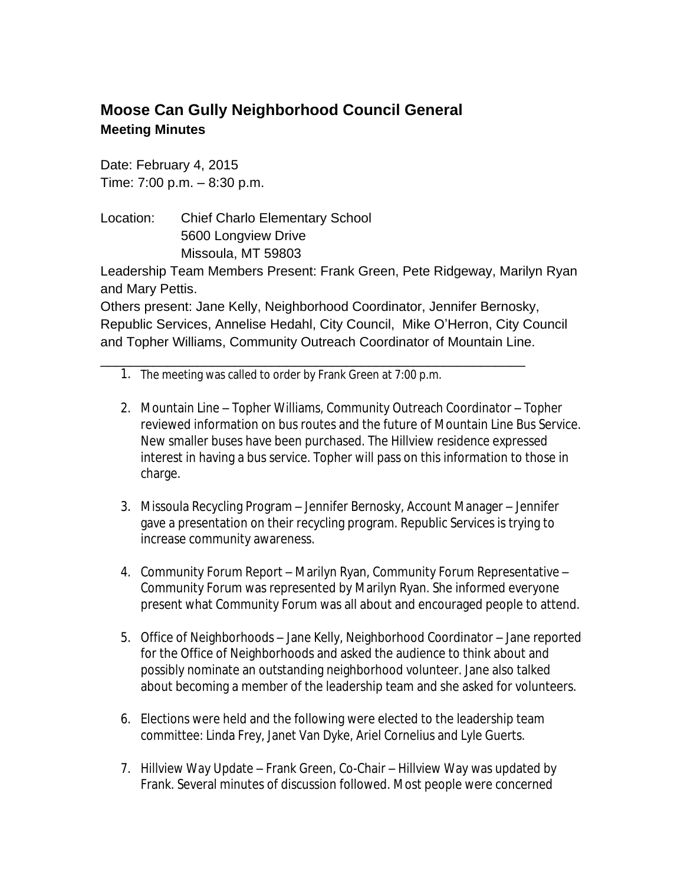## Moose Can Gully Neighborhood Council General

**Meeting Minutes**

Date: February 4, 2015
Time: 7:00 p.m. – 8:30 p.m.

Location: Chief Charlo Elementary School
5600 Longview Drive
Missoula, MT 59803

Leadership Team Members Present: Frank Green, Pete Ridgeway, Marilyn Ryan and Mary Pettis.

Others present: Jane Kelly, Neighborhood Coordinator, Jennifer Bernosky, Republic Services, Annelise Hedahl, City Council, Mike O'Herron, City Council and Topher Williams, Community Outreach Coordinator of Mountain Line.

---

1. The meeting was called to order by Frank Green at 7:00 p.m.

2. Mountain Line – Topher Williams, Community Outreach Coordinator – Topher reviewed information on bus routes and the future of Mountain Line Bus Service. New smaller buses have been purchased. The Hillview residence expressed interest in having a bus service. Topher will pass on this information to those in charge.

3. Missoula Recycling Program – Jennifer Bernosky, Account Manager – Jennifer gave a presentation on their recycling program. Republic Services is trying to increase community awareness.

4. Community Forum Report – Marilyn Ryan, Community Forum Representative – Community Forum was represented by Marilyn Ryan. She informed everyone present what Community Forum was all about and encouraged people to attend.

5. Office of Neighborhoods – Jane Kelly, Neighborhood Coordinator – Jane reported for the Office of Neighborhoods and asked the audience to think about and possibly nominate an outstanding neighborhood volunteer. Jane also talked about becoming a member of the leadership team and she asked for volunteers.

6. Elections were held and the following were elected to the leadership team committee: Linda Frey, Janet Van Dyke, Ariel Cornelius and Lyle Guerts.

7. Hillview Way Update – Frank Green, Co-Chair – Hillview Way was updated by Frank. Several minutes of discussion followed. Most people were concerned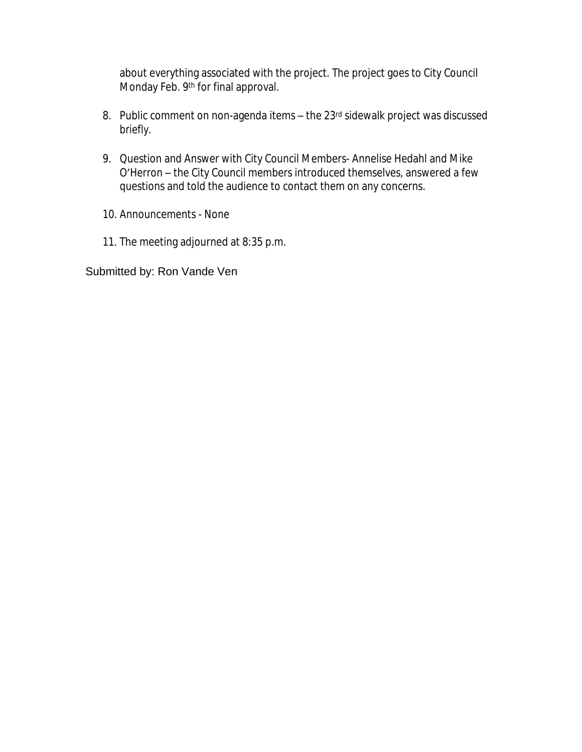about everything associated with the project. The project goes to City Council Monday Feb. 9th for final approval.

8. Public comment on non-agenda items – the 23rd sidewalk project was discussed briefly.

9. Question and Answer with City Council Members- Annelise Hedahl and Mike O'Herron – the City Council members introduced themselves, answered a few questions and told the audience to contact them on any concerns.

10. Announcements - None

11. The meeting adjourned at 8:35 p.m.

Submitted by: Ron Vande Ven